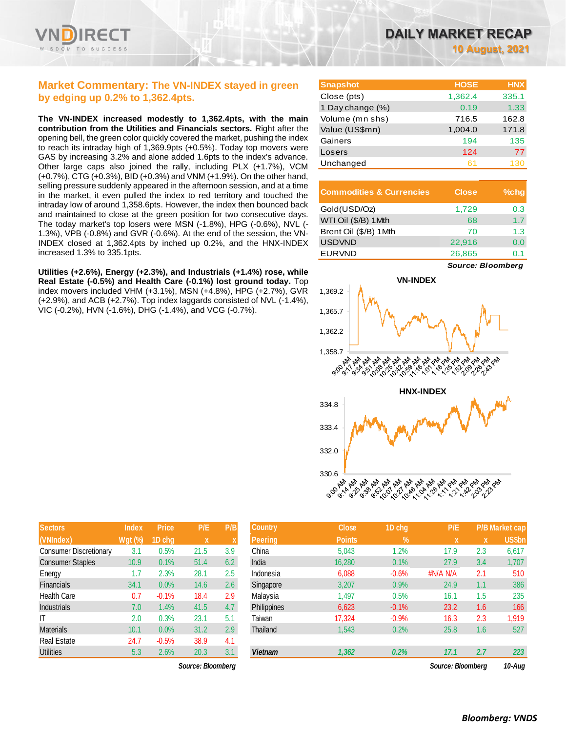# DAILY MARKET RECAP

**10 August, 2021**

## Market Commentary: The VN-INDEX stayed in green by edging up 0.2% to 1,362.4pts.

**The VN-INDEX increased modestly to 1,362.4pts, with the main contribution from the Utilities and Financials sectors.** Right after the opening bell, the green color quickly covered the market, pushing the index to reach its intraday high of 1,369.9pts (+0.5%). Today top movers were GAS by increasing 3.2% and alone added 1.6pts to the index's advance. Other large caps also joined the rally, including PLX (+1.7%), VCM (+0.7%), CTG (+0.3%), BID (+0.3%) and VNM (+1.9%). On the other hand, selling pressure suddenly appeared in the afternoon session, and at a time in the market, it even pulled the index to red territory and touched the intraday low of around 1,358.6pts. However, the index then bounced back and maintained to close at the green position for two consecutive days. The today market's top losers were MSN (-1.8%), HPG (-0.6%), NVL (-1.3%), VPB (-0.8%) and GVR (-0.6%). At the end of the session, the VN-INDEX closed at 1,362.4pts by inched up 0.2%, and the HNX-INDEX increased 1.3% to 335.1pts.

**Utilities (+2.6%), Energy (+2.3%), and Industrials (+1.4%) rose, while Real Estate (-0.5%) and Health Care (-0.1%) lost ground today.** Top index movers included VHM (+3.1%), MSN (+4.8%), HPG (+2.7%), GVR (+2.9%), and ACB (+2.7%). Top index laggards consisted of NVL (-1.4%), VIC (-0.2%), HVN (-1.6%), DHG (-1.4%), and VCG (-0.7%).

| Snapshot | HOSE | HNX |
|---|---|---|
| Close (pts) | 1,362.4 | 335.1 |
| 1 Day change (%) | 0.19 | 1.33 |
| Volume (mn shs) | 716.5 | 162.8 |
| Value (US$mn) | 1,004.0 | 171.8 |
| Gainers | 194 | 135 |
| Losers | 124 | 77 |
| Unchanged | 61 | 130 |

| Commodities & Currencies | Close | %chg |
|---|---|---|
| Gold(USD/Oz) | 1,729 | 0.3 |
| WTI Oil ($/B) 1Mth | 68 | 1.7 |
| Brent Oil ($/B) 1Mth | 70 | 1.3 |
| USDVND | 22,916 | 0.0 |
| EURVND | 26,865 | 0.1 |

*Source: Bloomberg*

| Sectors (VNIndex) | Index Wgt (%) | Price 1D chg | P/E x | P/B x |
|---|---|---|---|---|
| Consumer Discretionary | 3.1 | 0.5% | 21.5 | 3.9 |
| Consumer Staples | 10.9 | 0.1% | 51.4 | 6.2 |
| Energy | 1.7 | 2.3% | 28.1 | 2.5 |
| Financials | 34.1 | 0.0% | 14.6 | 2.6 |
| Health Care | 0.7 | -0.1% | 18.4 | 2.9 |
| Industrials | 7.0 | 1.4% | 41.5 | 4.7 |
| IT | 2.0 | 0.3% | 23.1 | 5.1 |
| Materials | 10.1 | 0.0% | 31.2 | 2.9 |
| Real Estate | 24.7 | -0.5% | 38.9 | 4.1 |
| Utilities | 5.3 | 2.6% | 20.3 | 3.1 |

*Source: Bloomberg*

| Country Peering | Close Points | 1D chg % | P/E x | P/B x | Market cap US$bn |
|---|---|---|---|---|---|
| China | 5,043 | 1.2% | 17.9 | 2.3 | 6,617 |
| India | 16,280 | 0.1% | 27.9 | 3.4 | 1,707 |
| Indonesia | 6,088 | -0.6% | #N/A N/A | 2.1 | 510 |
| Singapore | 3,207 | 0.9% | 24.9 | 1.1 | 386 |
| Malaysia | 1,497 | 0.5% | 16.1 | 1.5 | 235 |
| Philippines | 6,623 | -0.1% | 23.2 | 1.6 | 166 |
| Taiwan | 17,324 | -0.9% | 16.3 | 2.3 | 1,919 |
| Thailand | 1,543 | 0.2% | 25.8 | 1.6 | 527 |
| ***Vietnam*** | ***1,362*** | ***0.2%*** | ***17.1*** | ***2.7*** | ***223*** |

*Source: Bloomberg* *10-Aug*

***Bloomberg: VNDS***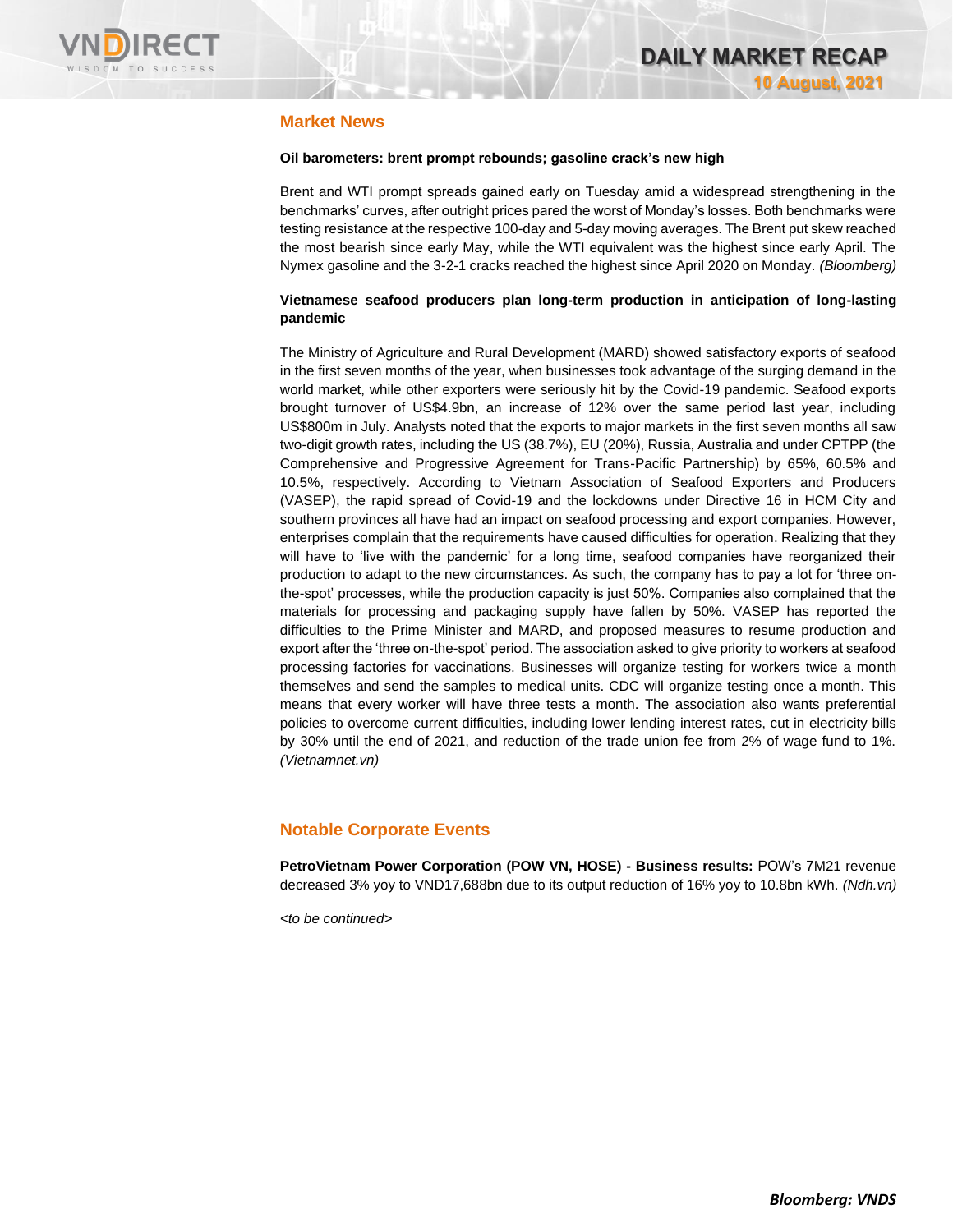## Market News

**Oil barometers: brent prompt rebounds; gasoline crack's new high**

Brent and WTI prompt spreads gained early on Tuesday amid a widespread strengthening in the benchmarks' curves, after outright prices pared the worst of Monday's losses. Both benchmarks were testing resistance at the respective 100-day and 5-day moving averages. The Brent put skew reached the most bearish since early May, while the WTI equivalent was the highest since early April. The Nymex gasoline and the 3-2-1 cracks reached the highest since April 2020 on Monday. *(Bloomberg)*

**Vietnamese seafood producers plan long-term production in anticipation of long-lasting pandemic**

The Ministry of Agriculture and Rural Development (MARD) showed satisfactory exports of seafood in the first seven months of the year, when businesses took advantage of the surging demand in the world market, while other exporters were seriously hit by the Covid-19 pandemic. Seafood exports brought turnover of US$4.9bn, an increase of 12% over the same period last year, including US$800m in July. Analysts noted that the exports to major markets in the first seven months all saw two-digit growth rates, including the US (38.7%), EU (20%), Russia, Australia and under CPTPP (the Comprehensive and Progressive Agreement for Trans-Pacific Partnership) by 65%, 60.5% and 10.5%, respectively. According to Vietnam Association of Seafood Exporters and Producers (VASEP), the rapid spread of Covid-19 and the lockdowns under Directive 16 in HCM City and southern provinces all have had an impact on seafood processing and export companies. However, enterprises complain that the requirements have caused difficulties for operation. Realizing that they will have to 'live with the pandemic' for a long time, seafood companies have reorganized their production to adapt to the new circumstances. As such, the company has to pay a lot for 'three on-the-spot' processes, while the production capacity is just 50%. Companies also complained that the materials for processing and packaging supply have fallen by 50%. VASEP has reported the difficulties to the Prime Minister and MARD, and proposed measures to resume production and export after the 'three on-the-spot' period. The association asked to give priority to workers at seafood processing factories for vaccinations. Businesses will organize testing for workers twice a month themselves and send the samples to medical units. CDC will organize testing once a month. This means that every worker will have three tests a month. The association also wants preferential policies to overcome current difficulties, including lower lending interest rates, cut in electricity bills by 30% until the end of 2021, and reduction of the trade union fee from 2% of wage fund to 1%. *(Vietnamnet.vn)*

## Notable Corporate Events

**PetroVietnam Power Corporation (POW VN, HOSE) - Business results:** POW's 7M21 revenue decreased 3% yoy to VND17,688bn due to its output reduction of 16% yoy to 10.8bn kWh. *(Ndh.vn)*

*<to be continued>*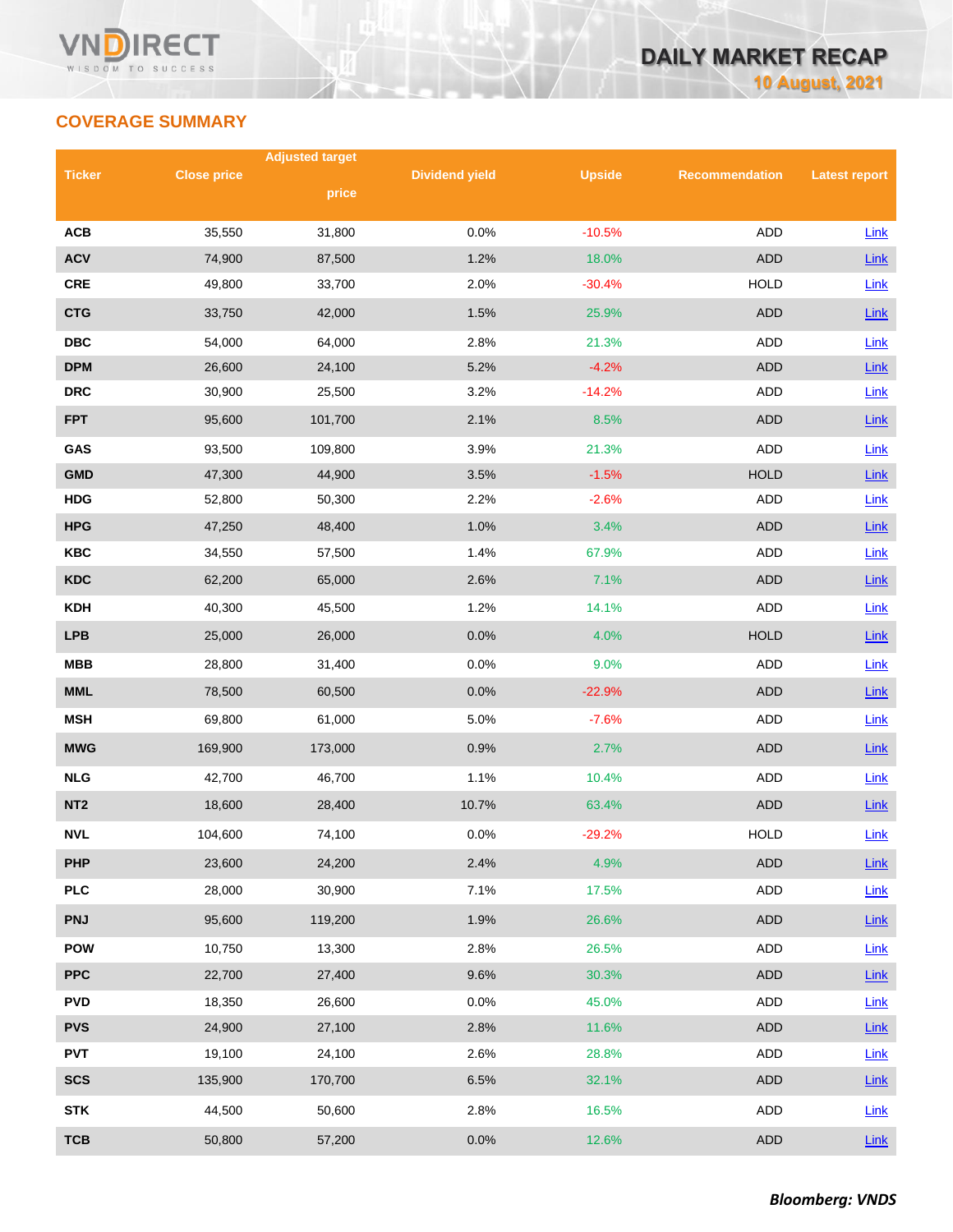## COVERAGE SUMMARY

| Ticker | Close price | Adjusted target price | Dividend yield | Upside | Recommendation | Latest report |
|---|---|---|---|---|---|---|
| ACB | 35,550 | 31,800 | 0.0% | -10.5% | ADD | Link |
| ACV | 74,900 | 87,500 | 1.2% | 18.0% | ADD | Link |
| CRE | 49,800 | 33,700 | 2.0% | -30.4% | HOLD | Link |
| CTG | 33,750 | 42,000 | 1.5% | 25.9% | ADD | Link |
| DBC | 54,000 | 64,000 | 2.8% | 21.3% | ADD | Link |
| DPM | 26,600 | 24,100 | 5.2% | -4.2% | ADD | Link |
| DRC | 30,900 | 25,500 | 3.2% | -14.2% | ADD | Link |
| FPT | 95,600 | 101,700 | 2.1% | 8.5% | ADD | Link |
| GAS | 93,500 | 109,800 | 3.9% | 21.3% | ADD | Link |
| GMD | 47,300 | 44,900 | 3.5% | -1.5% | HOLD | Link |
| HDG | 52,800 | 50,300 | 2.2% | -2.6% | ADD | Link |
| HPG | 47,250 | 48,400 | 1.0% | 3.4% | ADD | Link |
| KBC | 34,550 | 57,500 | 1.4% | 67.9% | ADD | Link |
| KDC | 62,200 | 65,000 | 2.6% | 7.1% | ADD | Link |
| KDH | 40,300 | 45,500 | 1.2% | 14.1% | ADD | Link |
| LPB | 25,000 | 26,000 | 0.0% | 4.0% | HOLD | Link |
| MBB | 28,800 | 31,400 | 0.0% | 9.0% | ADD | Link |
| MML | 78,500 | 60,500 | 0.0% | -22.9% | ADD | Link |
| MSH | 69,800 | 61,000 | 5.0% | -7.6% | ADD | Link |
| MWG | 169,900 | 173,000 | 0.9% | 2.7% | ADD | Link |
| NLG | 42,700 | 46,700 | 1.1% | 10.4% | ADD | Link |
| NT2 | 18,600 | 28,400 | 10.7% | 63.4% | ADD | Link |
| NVL | 104,600 | 74,100 | 0.0% | -29.2% | HOLD | Link |
| PHP | 23,600 | 24,200 | 2.4% | 4.9% | ADD | Link |
| PLC | 28,000 | 30,900 | 7.1% | 17.5% | ADD | Link |
| PNJ | 95,600 | 119,200 | 1.9% | 26.6% | ADD | Link |
| POW | 10,750 | 13,300 | 2.8% | 26.5% | ADD | Link |
| PPC | 22,700 | 27,400 | 9.6% | 30.3% | ADD | Link |
| PVD | 18,350 | 26,600 | 0.0% | 45.0% | ADD | Link |
| PVS | 24,900 | 27,100 | 2.8% | 11.6% | ADD | Link |
| PVT | 19,100 | 24,100 | 2.6% | 28.8% | ADD | Link |
| SCS | 135,900 | 170,700 | 6.5% | 32.1% | ADD | Link |
| STK | 44,500 | 50,600 | 2.8% | 16.5% | ADD | Link |
| TCB | 50,800 | 57,200 | 0.0% | 12.6% | ADD | Link |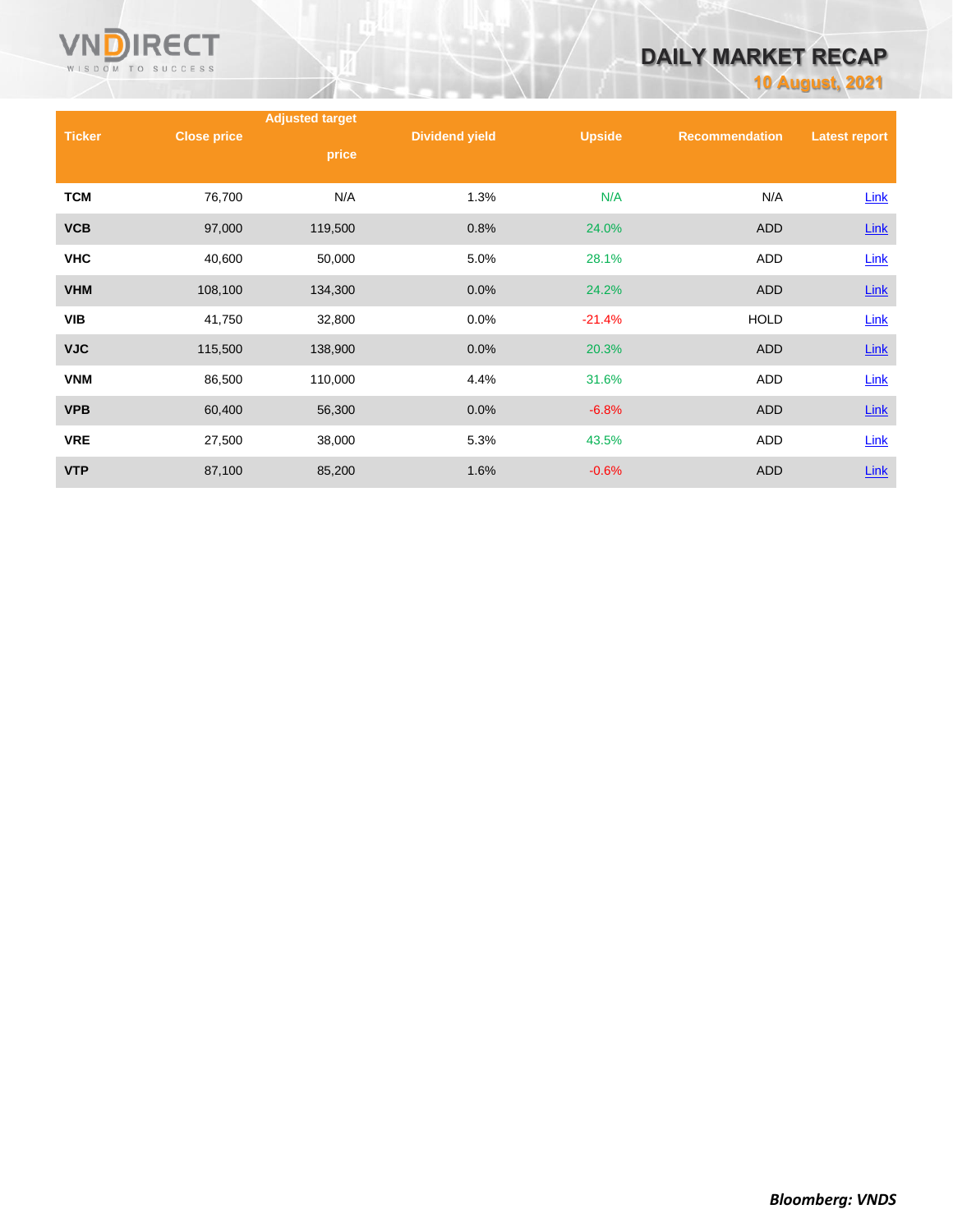| Ticker | Close price | Adjusted target price | Dividend yield | Upside | Recommendation | Latest report |
|---|---|---|---|---|---|---|
| TCM | 76,700 | N/A | 1.3% | N/A | N/A | Link |
| VCB | 97,000 | 119,500 | 0.8% | 24.0% | ADD | Link |
| VHC | 40,600 | 50,000 | 5.0% | 28.1% | ADD | Link |
| VHM | 108,100 | 134,300 | 0.0% | 24.2% | ADD | Link |
| VIB | 41,750 | 32,800 | 0.0% | -21.4% | HOLD | Link |
| VJC | 115,500 | 138,900 | 0.0% | 20.3% | ADD | Link |
| VNM | 86,500 | 110,000 | 4.4% | 31.6% | ADD | Link |
| VPB | 60,400 | 56,300 | 0.0% | -6.8% | ADD | Link |
| VRE | 27,500 | 38,000 | 5.3% | 43.5% | ADD | Link |
| VTP | 87,100 | 85,200 | 1.6% | -0.6% | ADD | Link |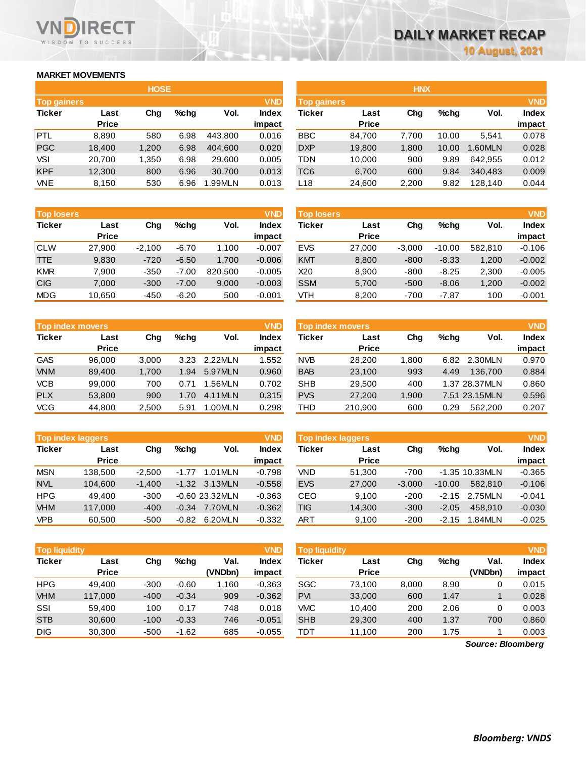# DAILY MARKET RECAP

10 August, 2021

## MARKET MOVEMENTS

### HOSE

| Top gainers | | | | | VND |
|---|---|---|---|---|---|
| Ticker | Last Price | Chg | %chg | Vol. | Index impact |
| PTL | 8,890 | 580 | 6.98 | 443,800 | 0.016 |
| PGC | 18,400 | 1,200 | 6.98 | 404,600 | 0.020 |
| VSI | 20,700 | 1,350 | 6.98 | 29,600 | 0.005 |
| KPF | 12,300 | 800 | 6.96 | 30,700 | 0.013 |
| VNE | 8,150 | 530 | 6.96 | 1.99MLN | 0.013 |

| Top losers | | | | | VND |
|---|---|---|---|---|---|
| Ticker | Last Price | Chg | %chg | Vol. | Index impact |
| CLW | 27,900 | -2,100 | -6.70 | 1,100 | -0.007 |
| TTE | 9,830 | -720 | -6.50 | 1,700 | -0.006 |
| KMR | 7,900 | -350 | -7.00 | 820,500 | -0.005 |
| CIG | 7,000 | -300 | -7.00 | 9,000 | -0.003 |
| MDG | 10,650 | -450 | -6.20 | 500 | -0.001 |

| Top index movers | | | | | VND |
|---|---|---|---|---|---|
| Ticker | Last Price | Chg | %chg | Vol. | Index impact |
| GAS | 96,000 | 3,000 | 3.23 | 2.22MLN | 1.552 |
| VNM | 89,400 | 1,700 | 1.94 | 5.97MLN | 0.960 |
| VCB | 99,000 | 700 | 0.71 | 1.56MLN | 0.702 |
| PLX | 53,800 | 900 | 1.70 | 4.11MLN | 0.315 |
| VCG | 44,800 | 2,500 | 5.91 | 1.00MLN | 0.298 |

| Top index laggers | | | | | VND |
|---|---|---|---|---|---|
| Ticker | Last Price | Chg | %chg | Vol. | Index impact |
| MSN | 138,500 | -2,500 | -1.77 | 1.01MLN | -0.798 |
| NVL | 104,600 | -1,400 | -1.32 | 3.13MLN | -0.558 |
| HPG | 49,400 | -300 | -0.60 | 23.32MLN | -0.363 |
| VHM | 117,000 | -400 | -0.34 | 7.70MLN | -0.362 |
| VPB | 60,500 | -500 | -0.82 | 6.20MLN | -0.332 |

| Top liquidity | | | | | VND |
|---|---|---|---|---|---|
| Ticker | Last Price | Chg | %chg | Val. (VNDbn) | Index impact |
| HPG | 49,400 | -300 | -0.60 | 1,160 | -0.363 |
| VHM | 117,000 | -400 | -0.34 | 909 | -0.362 |
| SSI | 59,400 | 100 | 0.17 | 748 | 0.018 |
| STB | 30,600 | -100 | -0.33 | 746 | -0.051 |
| DIG | 30,300 | -500 | -1.62 | 685 | -0.055 |

### HNX

| Top gainers | | | | | VND |
|---|---|---|---|---|---|
| Ticker | Last Price | Chg | %chg | Vol. | Index impact |
| BBC | 84,700 | 7,700 | 10.00 | 5,541 | 0.078 |
| DXP | 19,800 | 1,800 | 10.00 | 1.60MLN | 0.028 |
| TDN | 10,000 | 900 | 9.89 | 642,955 | 0.012 |
| TC6 | 6,700 | 600 | 9.84 | 340,483 | 0.009 |
| L18 | 24,600 | 2,200 | 9.82 | 128,140 | 0.044 |

| Top losers | | | | | VND |
|---|---|---|---|---|---|
| Ticker | Last Price | Chg | %chg | Vol. | Index impact |
| EVS | 27,000 | -3,000 | -10.00 | 582,810 | -0.106 |
| KMT | 8,800 | -800 | -8.33 | 1,200 | -0.002 |
| X20 | 8,900 | -800 | -8.25 | 2,300 | -0.005 |
| SSM | 5,700 | -500 | -8.06 | 1,200 | -0.002 |
| VTH | 8,200 | -700 | -7.87 | 100 | -0.001 |

| Top index movers | | | | | VND |
|---|---|---|---|---|---|
| Ticker | Last Price | Chg | %chg | Vol. | Index impact |
| NVB | 28,200 | 1,800 | 6.82 | 2.30MLN | 0.970 |
| BAB | 23,100 | 993 | 4.49 | 136,700 | 0.884 |
| SHB | 29,500 | 400 | 1.37 | 28.37MLN | 0.860 |
| PVS | 27,200 | 1,900 | 7.51 | 23.15MLN | 0.596 |
| THD | 210,900 | 600 | 0.29 | 562,200 | 0.207 |

| Top index laggers | | | | | VND |
|---|---|---|---|---|---|
| Ticker | Last Price | Chg | %chg | Vol. | Index impact |
| VND | 51,300 | -700 | -1.35 | 10.33MLN | -0.365 |
| EVS | 27,000 | -3,000 | -10.00 | 582,810 | -0.106 |
| CEO | 9,100 | -200 | -2.15 | 2.75MLN | -0.041 |
| TIG | 14,300 | -300 | -2.05 | 458,910 | -0.030 |
| ART | 9,100 | -200 | -2.15 | 1.84MLN | -0.025 |

| Top liquidity | | | | | VND |
|---|---|---|---|---|---|
| Ticker | Last Price | Chg | %chg | Val. (VNDbn) | Index impact |
| SGC | 73,100 | 8,000 | 8.90 | 0 | 0.015 |
| PVI | 33,000 | 600 | 1.47 | 1 | 0.028 |
| VMC | 10,400 | 200 | 2.06 | 0 | 0.003 |
| SHB | 29,300 | 400 | 1.37 | 700 | 0.860 |
| TDT | 11,100 | 200 | 1.75 | 1 | 0.003 |

*Source: Bloomberg*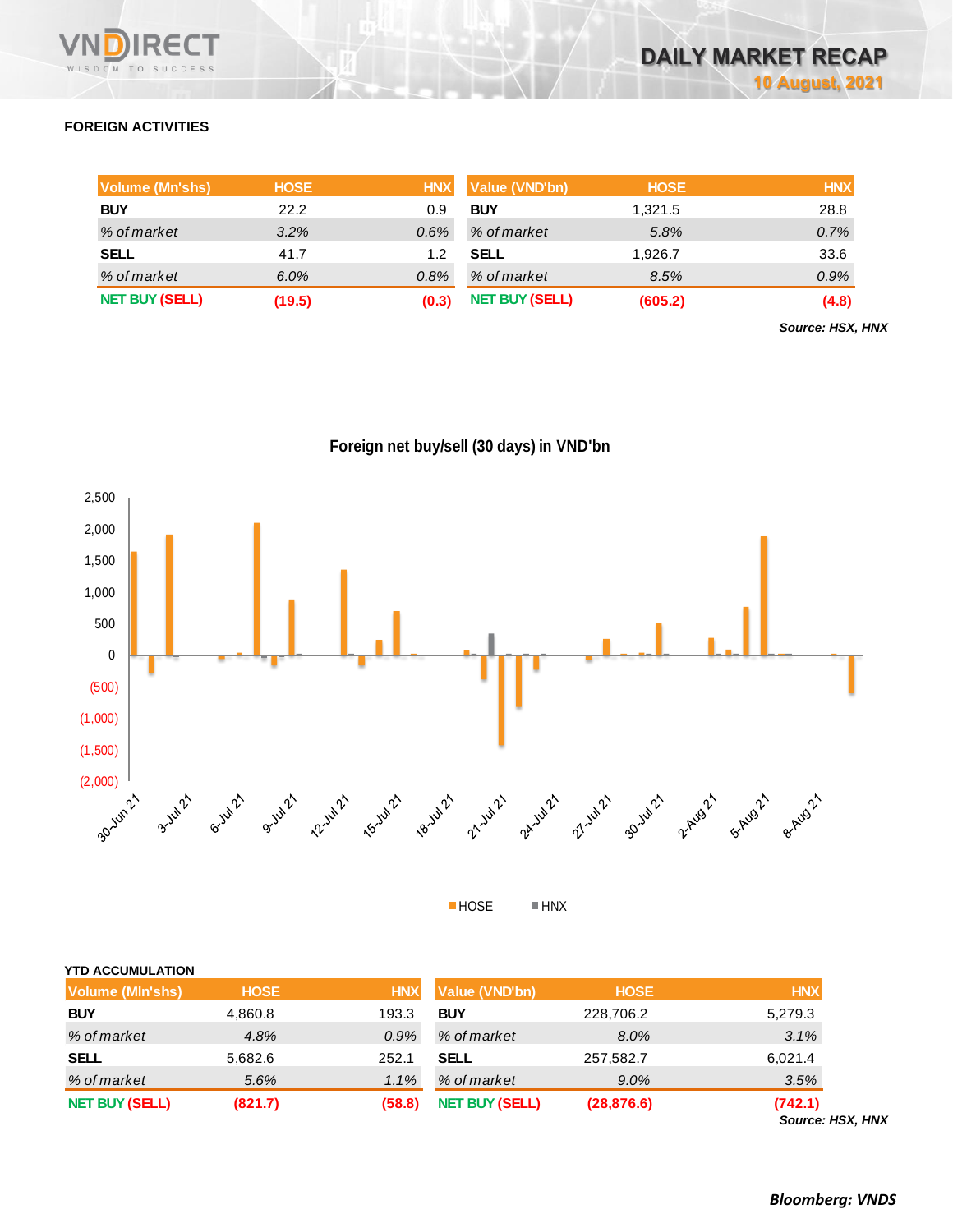# FOREIGN ACTIVITIES

| Volume (Mn'shs) | HOSE | HNX |
|---|---|---|
| **BUY** | 22.2 | 0.9 |
| *% of market* | *3.2%* | *0.6%* |
| **SELL** | 41.7 | 1.2 |
| *% of market* | *6.0%* | *0.8%* |
| **NET BUY (SELL)** | **(19.5)** | **(0.3)** |

| Value (VND'bn) | HOSE | HNX |
|---|---|---|
| **BUY** | 1,321.5 | 28.8 |
| *% of market* | *5.8%* | *0.7%* |
| **SELL** | 1,926.7 | 33.6 |
| *% of market* | *8.5%* | *0.9%* |
| **NET BUY (SELL)** | **(605.2)** | **(4.8)** |

***Source: HSX, HNX***

**Foreign net buy/sell (30 days) in VND'bn**

## YTD ACCUMULATION

| Volume (Mln'shs) | HOSE | HNX |
|---|---|---|
| **BUY** | 4,860.8 | 193.3 |
| *% of market* | *4.8%* | *0.9%* |
| **SELL** | 5,682.6 | 252.1 |
| *% of market* | *5.6%* | *1.1%* |
| **NET BUY (SELL)** | **(821.7)** | **(58.8)** |

| Value (VND'bn) | HOSE | HNX |
|---|---|---|
| **BUY** | 228,706.2 | 5,279.3 |
| *% of market* | *8.0%* | *3.1%* |
| **SELL** | 257,582.7 | 6,021.4 |
| *% of market* | *9.0%* | *3.5%* |
| **NET BUY (SELL)** | **(28,876.6)** | **(742.1)** |

***Source: HSX, HNX***

***Bloomberg: VNDS***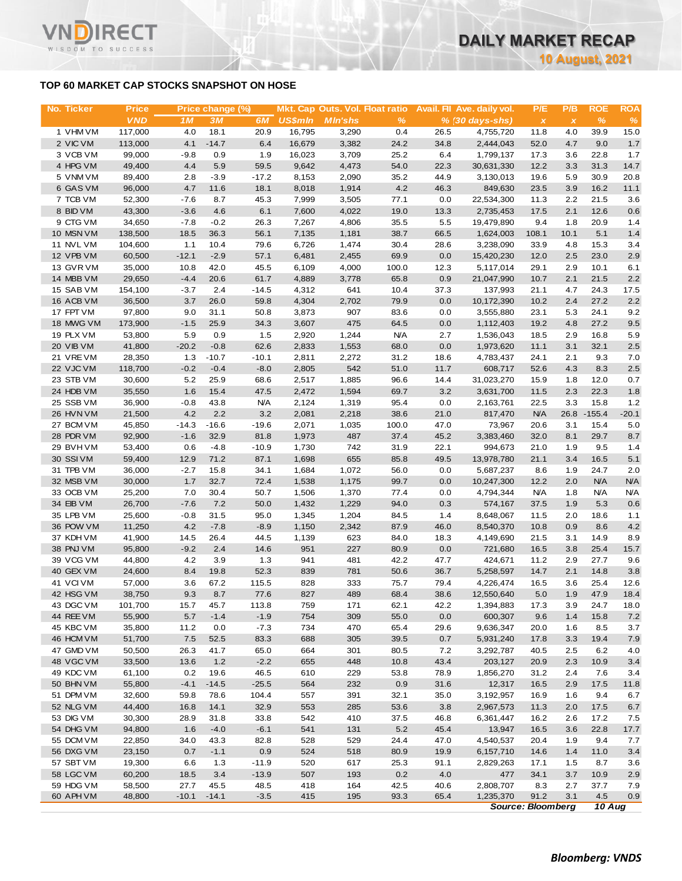## TOP 60 MARKET CAP STOCKS SNAPSHOT ON HOSE

| No. | Ticker | Price | Price change (%) | | | Mkt. Cap | Outs. Vol. | Float ratio | Avail. FII | Ave. daily vol. | P/E | P/B | ROE | ROA |
|---|---|---|---|---|---|---|---|---|---|---|---|---|---|---|
| | | VND | 1M | 3M | 6M | US$mln | Mln'shs | % | % | (30 days-shs) | x | x | % | % |
| 1 | VHM VM | 117,000 | 4.0 | 18.1 | 20.9 | 16,795 | 3,290 | 0.4 | 26.5 | 4,755,720 | 11.8 | 4.0 | 39.9 | 15.0 |
| 2 | VIC VM | 113,000 | 4.1 | -14.7 | 6.4 | 16,679 | 3,382 | 24.2 | 34.8 | 2,444,043 | 52.0 | 4.7 | 9.0 | 1.7 |
| 3 | VCB VM | 99,000 | -9.8 | 0.9 | 1.9 | 16,023 | 3,709 | 25.2 | 6.4 | 1,799,137 | 17.3 | 3.6 | 22.8 | 1.7 |
| 4 | HPG VM | 49,400 | 4.4 | 5.9 | 59.5 | 9,642 | 4,473 | 54.0 | 22.3 | 30,631,330 | 12.2 | 3.3 | 31.3 | 14.7 |
| 5 | VNM VM | 89,400 | 2.8 | -3.9 | -17.2 | 8,153 | 2,090 | 35.2 | 44.9 | 3,130,013 | 19.6 | 5.9 | 30.9 | 20.8 |
| 6 | GAS VM | 96,000 | 4.7 | 11.6 | 18.1 | 8,018 | 1,914 | 4.2 | 46.3 | 849,630 | 23.5 | 3.9 | 16.2 | 11.1 |
| 7 | TCB VM | 52,300 | -7.6 | 8.7 | 45.3 | 7,999 | 3,505 | 77.1 | 0.0 | 22,534,300 | 11.3 | 2.2 | 21.5 | 3.6 |
| 8 | BID VM | 43,300 | -3.6 | 4.6 | 6.1 | 7,600 | 4,022 | 19.0 | 13.3 | 2,735,453 | 17.5 | 2.1 | 12.6 | 0.6 |
| 9 | CTG VM | 34,650 | -7.8 | -0.2 | 26.3 | 7,267 | 4,806 | 35.5 | 5.5 | 19,479,890 | 9.4 | 1.8 | 20.9 | 1.4 |
| 10 | MSN VM | 138,500 | 18.5 | 36.3 | 56.1 | 7,135 | 1,181 | 38.7 | 66.5 | 1,624,003 | 108.1 | 10.1 | 5.1 | 1.4 |
| 11 | NVL VM | 104,600 | 1.1 | 10.4 | 79.6 | 6,726 | 1,474 | 30.4 | 28.6 | 3,238,090 | 33.9 | 4.8 | 15.3 | 3.4 |
| 12 | VPB VM | 60,500 | -12.1 | -2.9 | 57.1 | 6,481 | 2,455 | 69.9 | 0.0 | 15,420,230 | 12.0 | 2.5 | 23.0 | 2.9 |
| 13 | GVR VM | 35,000 | 10.8 | 42.0 | 45.5 | 6,109 | 4,000 | 100.0 | 12.3 | 5,117,014 | 29.1 | 2.9 | 10.1 | 6.1 |
| 14 | MBB VM | 29,650 | -4.4 | 20.6 | 61.7 | 4,889 | 3,778 | 65.8 | 0.9 | 21,047,990 | 10.7 | 2.1 | 21.5 | 2.2 |
| 15 | SAB VM | 154,100 | -3.7 | 2.4 | -14.5 | 4,312 | 641 | 10.4 | 37.3 | 137,993 | 21.1 | 4.7 | 24.3 | 17.5 |
| 16 | ACB VM | 36,500 | 3.7 | 26.0 | 59.8 | 4,304 | 2,702 | 79.9 | 0.0 | 10,172,390 | 10.2 | 2.4 | 27.2 | 2.2 |
| 17 | FPT VM | 97,800 | 9.0 | 31.1 | 50.8 | 3,873 | 907 | 83.6 | 0.0 | 3,555,880 | 23.1 | 5.3 | 24.1 | 9.2 |
| 18 | MWG VM | 173,900 | -1.5 | 25.9 | 34.3 | 3,607 | 475 | 64.5 | 0.0 | 1,112,403 | 19.2 | 4.8 | 27.2 | 9.5 |
| 19 | PLX VM | 53,800 | 5.9 | 0.9 | 1.5 | 2,920 | 1,244 | N/A | 2.7 | 1,536,043 | 18.5 | 2.9 | 16.8 | 5.9 |
| 20 | VIB VM | 41,800 | -20.2 | -0.8 | 62.6 | 2,833 | 1,553 | 68.0 | 0.0 | 1,973,620 | 11.1 | 3.1 | 32.1 | 2.5 |
| 21 | VRE VM | 28,350 | 1.3 | -10.7 | -10.1 | 2,811 | 2,272 | 31.2 | 18.6 | 4,783,437 | 24.1 | 2.1 | 9.3 | 7.0 |
| 22 | VJC VM | 118,700 | -0.2 | -0.4 | -8.0 | 2,805 | 542 | 51.0 | 11.7 | 608,717 | 52.6 | 4.3 | 8.3 | 2.5 |
| 23 | STB VM | 30,600 | 5.2 | 25.9 | 68.6 | 2,517 | 1,885 | 96.6 | 14.4 | 31,023,270 | 15.9 | 1.8 | 12.0 | 0.7 |
| 24 | HDB VM | 35,550 | 1.6 | 15.4 | 47.5 | 2,472 | 1,594 | 69.7 | 3.2 | 3,631,700 | 11.5 | 2.3 | 22.3 | 1.8 |
| 25 | SSB VM | 36,900 | -0.8 | 43.8 | N/A | 2,124 | 1,319 | 95.4 | 0.0 | 2,163,761 | 22.5 | 3.3 | 15.8 | 1.2 |
| 26 | HVN VM | 21,500 | 4.2 | 2.2 | 3.2 | 2,081 | 2,218 | 38.6 | 21.0 | 817,470 | N/A | 26.8 | -155.4 | -20.1 |
| 27 | BCM VM | 45,850 | -14.3 | -16.6 | -19.6 | 2,071 | 1,035 | 100.0 | 47.0 | 73,967 | 20.6 | 3.1 | 15.4 | 5.0 |
| 28 | PDR VM | 92,900 | -1.6 | 32.9 | 81.8 | 1,973 | 487 | 37.4 | 45.2 | 3,383,460 | 32.0 | 8.1 | 29.7 | 8.7 |
| 29 | BVH VM | 53,400 | 0.6 | -4.8 | -10.9 | 1,730 | 742 | 31.9 | 22.1 | 994,673 | 21.0 | 1.9 | 9.5 | 1.4 |
| 30 | SSI VM | 59,400 | 12.9 | 71.2 | 87.1 | 1,698 | 655 | 85.8 | 49.5 | 13,978,780 | 21.1 | 3.4 | 16.5 | 5.1 |
| 31 | TPB VM | 36,000 | -2.7 | 15.8 | 34.1 | 1,684 | 1,072 | 56.0 | 0.0 | 5,687,237 | 8.6 | 1.9 | 24.7 | 2.0 |
| 32 | MSB VM | 30,000 | 1.7 | 32.7 | 72.4 | 1,538 | 1,175 | 99.7 | 0.0 | 10,247,300 | 12.2 | 2.0 | N/A | N/A |
| 33 | OCB VM | 25,200 | 7.0 | 30.4 | 50.7 | 1,506 | 1,370 | 77.4 | 0.0 | 4,794,344 | N/A | 1.8 | N/A | N/A |
| 34 | EIB VM | 26,700 | -7.6 | 7.2 | 50.0 | 1,432 | 1,229 | 94.0 | 0.3 | 574,167 | 37.5 | 1.9 | 5.3 | 0.6 |
| 35 | LPB VM | 25,600 | -0.8 | 31.5 | 95.0 | 1,345 | 1,204 | 84.5 | 1.4 | 8,648,067 | 11.5 | 2.0 | 18.6 | 1.1 |
| 36 | POW VM | 11,250 | 4.2 | -7.8 | -8.9 | 1,150 | 2,342 | 87.9 | 46.0 | 8,540,370 | 10.8 | 0.9 | 8.6 | 4.2 |
| 37 | KDH VM | 41,900 | 14.5 | 26.4 | 44.5 | 1,139 | 623 | 84.0 | 18.3 | 4,149,690 | 21.5 | 3.1 | 14.9 | 8.9 |
| 38 | PNJ VM | 95,800 | -9.2 | 2.4 | 14.6 | 951 | 227 | 80.9 | 0.0 | 721,680 | 16.5 | 3.8 | 25.4 | 15.7 |
| 39 | VCG VM | 44,800 | 4.2 | 3.9 | 1.3 | 941 | 481 | 42.2 | 47.7 | 424,671 | 11.2 | 2.9 | 27.7 | 9.6 |
| 40 | GEX VM | 24,600 | 8.4 | 19.8 | 52.3 | 839 | 781 | 50.6 | 36.7 | 5,258,597 | 14.7 | 2.1 | 14.8 | 3.8 |
| 41 | VCI VM | 57,000 | 3.6 | 67.2 | 115.5 | 828 | 333 | 75.7 | 79.4 | 4,226,474 | 16.5 | 3.6 | 25.4 | 12.6 |
| 42 | HSG VM | 38,750 | 9.3 | 8.7 | 77.6 | 827 | 489 | 68.4 | 38.6 | 12,550,640 | 5.0 | 1.9 | 47.9 | 18.4 |
| 43 | DGC VM | 101,700 | 15.7 | 45.7 | 113.8 | 759 | 171 | 62.1 | 42.2 | 1,394,883 | 17.3 | 3.9 | 24.7 | 18.0 |
| 44 | REE VM | 55,900 | 5.7 | -1.4 | -1.9 | 754 | 309 | 55.0 | 0.0 | 600,307 | 9.6 | 1.4 | 15.8 | 7.2 |
| 45 | KBC VM | 35,800 | 11.2 | 0.0 | -7.3 | 734 | 470 | 65.4 | 29.6 | 9,636,347 | 20.0 | 1.6 | 8.5 | 3.7 |
| 46 | HCM VM | 51,700 | 7.5 | 52.5 | 83.3 | 688 | 305 | 39.5 | 0.7 | 5,931,240 | 17.8 | 3.3 | 19.4 | 7.9 |
| 47 | GMD VM | 50,500 | 26.3 | 41.7 | 65.0 | 664 | 301 | 80.5 | 7.2 | 3,292,787 | 40.5 | 2.5 | 6.2 | 4.0 |
| 48 | VGC VM | 33,500 | 13.6 | 1.2 | -2.2 | 655 | 448 | 10.8 | 43.4 | 203,127 | 20.9 | 2.3 | 10.9 | 3.4 |
| 49 | KDC VM | 61,100 | 0.2 | 19.6 | 46.5 | 610 | 229 | 53.8 | 78.9 | 1,856,270 | 31.2 | 2.4 | 7.6 | 3.4 |
| 50 | BHN VM | 55,800 | -4.1 | -14.5 | -25.5 | 564 | 232 | 0.9 | 31.6 | 12,317 | 16.5 | 2.9 | 17.5 | 11.8 |
| 51 | DPM VM | 32,600 | 59.8 | 78.6 | 104.4 | 557 | 391 | 32.1 | 35.0 | 3,192,957 | 16.9 | 1.6 | 9.4 | 6.7 |
| 52 | NLG VM | 44,400 | 16.8 | 14.1 | 32.9 | 553 | 285 | 53.6 | 3.8 | 2,967,573 | 11.3 | 2.0 | 17.5 | 6.7 |
| 53 | DIG VM | 30,300 | 28.9 | 31.8 | 33.8 | 542 | 410 | 37.5 | 46.8 | 6,361,447 | 16.2 | 2.6 | 17.2 | 7.5 |
| 54 | DHG VM | 94,800 | 1.6 | -4.0 | -6.1 | 541 | 131 | 5.2 | 45.4 | 13,947 | 16.5 | 3.6 | 22.8 | 17.7 |
| 55 | DCM VM | 22,850 | 34.0 | 43.3 | 82.8 | 528 | 529 | 24.4 | 47.0 | 4,540,537 | 20.4 | 1.9 | 9.4 | 7.7 |
| 56 | DXG VM | 23,150 | 0.7 | -1.1 | 0.9 | 524 | 518 | 80.9 | 19.9 | 6,157,710 | 14.6 | 1.4 | 11.0 | 3.4 |
| 57 | SBT VM | 19,300 | 6.6 | 1.3 | -11.9 | 520 | 617 | 25.3 | 91.1 | 2,829,263 | 17.1 | 1.5 | 8.7 | 3.6 |
| 58 | LGC VM | 60,200 | 18.5 | 3.4 | -13.9 | 507 | 193 | 0.2 | 4.0 | 477 | 34.1 | 3.7 | 10.9 | 2.9 |
| 59 | HDG VM | 58,500 | 27.7 | 45.5 | 48.5 | 418 | 164 | 42.5 | 40.6 | 2,808,707 | 8.3 | 2.7 | 37.7 | 7.9 |
| 60 | APH VM | 48,800 | -10.1 | -14.1 | -3.5 | 415 | 195 | 93.3 | 65.4 | 1,235,370 | 91.2 | 3.1 | 4.5 | 0.9 |

*Source: Bloomberg* *10 Aug*

***Bloomberg: VNDS***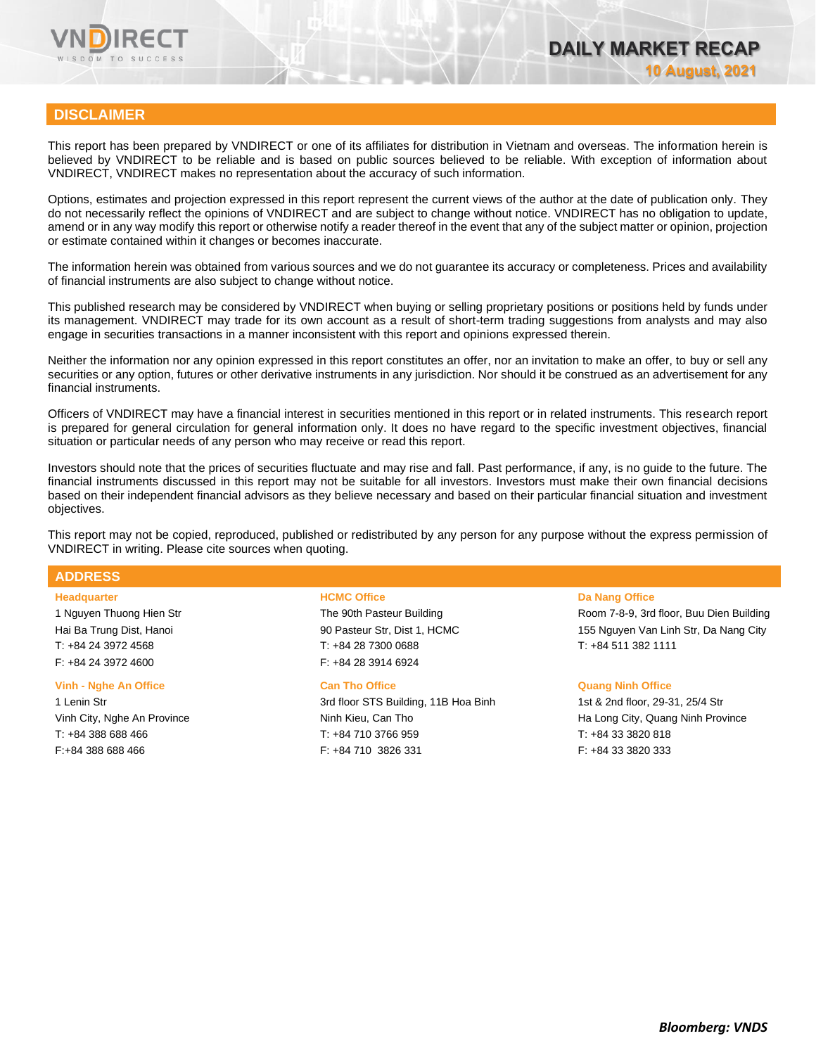## DISCLAIMER

This report has been prepared by VNDIRECT or one of its affiliates for distribution in Vietnam and overseas. The information herein is believed by VNDIRECT to be reliable and is based on public sources believed to be reliable. With exception of information about VNDIRECT, VNDIRECT makes no representation about the accuracy of such information.

Options, estimates and projection expressed in this report represent the current views of the author at the date of publication only. They do not necessarily reflect the opinions of VNDIRECT and are subject to change without notice. VNDIRECT has no obligation to update, amend or in any way modify this report or otherwise notify a reader thereof in the event that any of the subject matter or opinion, projection or estimate contained within it changes or becomes inaccurate.

The information herein was obtained from various sources and we do not guarantee its accuracy or completeness. Prices and availability of financial instruments are also subject to change without notice.

This published research may be considered by VNDIRECT when buying or selling proprietary positions or positions held by funds under its management. VNDIRECT may trade for its own account as a result of short-term trading suggestions from analysts and may also engage in securities transactions in a manner inconsistent with this report and opinions expressed therein.

Neither the information nor any opinion expressed in this report constitutes an offer, nor an invitation to make an offer, to buy or sell any securities or any option, futures or other derivative instruments in any jurisdiction. Nor should it be construed as an advertisement for any financial instruments.

Officers of VNDIRECT may have a financial interest in securities mentioned in this report or in related instruments. This research report is prepared for general circulation for general information only. It does no have regard to the specific investment objectives, financial situation or particular needs of any person who may receive or read this report.

Investors should note that the prices of securities fluctuate and may rise and fall. Past performance, if any, is no guide to the future. The financial instruments discussed in this report may not be suitable for all investors. Investors must make their own financial decisions based on their independent financial advisors as they believe necessary and based on their particular financial situation and investment objectives.

This report may not be copied, reproduced, published or redistributed by any person for any purpose without the express permission of VNDIRECT in writing. Please cite sources when quoting.

## ADDRESS

**Headquarter**
1 Nguyen Thuong Hien Str
Hai Ba Trung Dist, Hanoi
T: +84 24 3972 4568
F: +84 24 3972 4600

**HCMC Office**
The 90th Pasteur Building
90 Pasteur Str, Dist 1, HCMC
T: +84 28 7300 0688
F: +84 28 3914 6924

**Da Nang Office**
Room 7-8-9, 3rd floor, Buu Dien Building
155 Nguyen Van Linh Str, Da Nang City
T: +84 511 382 1111

**Vinh - Nghe An Office**
1 Lenin Str
Vinh City, Nghe An Province
T: +84 388 688 466
F:+84 388 688 466

**Can Tho Office**
3rd floor STS Building, 11B Hoa Binh
Ninh Kieu, Can Tho
T: +84 710 3766 959
F: +84 710 3826 331

**Quang Ninh Office**
1st & 2nd floor, 29-31, 25/4 Str
Ha Long City, Quang Ninh Province
T: +84 33 3820 818
F: +84 33 3820 333